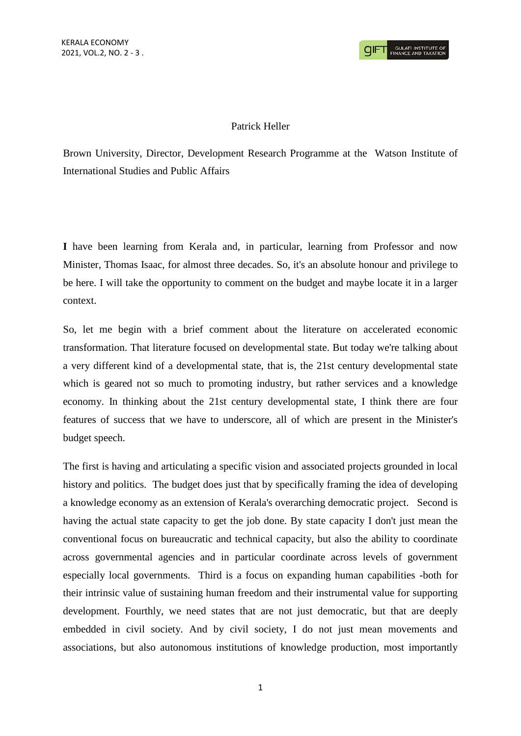Patrick Heller

Brown University, Director, Development Research Programme at the Watson Institute of International Studies and Public Affairs

**I** have been learning from Kerala and, in particular, learning from Professor and now Minister, Thomas Isaac, for almost three decades. So, it's an absolute honour and privilege to be here. I will take the opportunity to comment on the budget and maybe locate it in a larger context.

So, let me begin with a brief comment about the literature on accelerated economic transformation. That literature focused on developmental state. But today we're talking about a very different kind of a developmental state, that is, the 21st century developmental state which is geared not so much to promoting industry, but rather services and a knowledge economy. In thinking about the 21st century developmental state, I think there are four features of success that we have to underscore, all of which are present in the Minister's budget speech.

The first is having and articulating a specific vision and associated projects grounded in local history and politics. The budget does just that by specifically framing the idea of developing a knowledge economy as an extension of Kerala's overarching democratic project. Second is having the actual state capacity to get the job done. By state capacity I don't just mean the conventional focus on bureaucratic and technical capacity, but also the ability to coordinate across governmental agencies and in particular coordinate across levels of government especially local governments. Third is a focus on expanding human capabilities -both for their intrinsic value of sustaining human freedom and their instrumental value for supporting development. Fourthly, we need states that are not just democratic, but that are deeply embedded in civil society. And by civil society, I do not just mean movements and associations, but also autonomous institutions of knowledge production, most importantly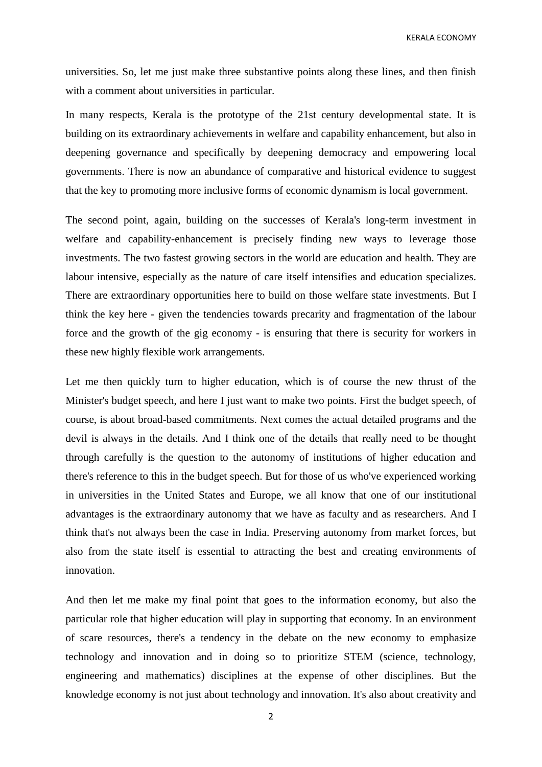universities. So, let me just make three substantive points along these lines, and then finish with a comment about universities in particular.

In many respects, Kerala is the prototype of the 21st century developmental state. It is building on its extraordinary achievements in welfare and capability enhancement, but also in deepening governance and specifically by deepening democracy and empowering local governments. There is now an abundance of comparative and historical evidence to suggest that the key to promoting more inclusive forms of economic dynamism is local government.

The second point, again, building on the successes of Kerala's long-term investment in welfare and capability-enhancement is precisely finding new ways to leverage those investments. The two fastest growing sectors in the world are education and health. They are labour intensive, especially as the nature of care itself intensifies and education specializes. There are extraordinary opportunities here to build on those welfare state investments. But I think the key here - given the tendencies towards precarity and fragmentation of the labour force and the growth of the gig economy - is ensuring that there is security for workers in these new highly flexible work arrangements.

Let me then quickly turn to higher education, which is of course the new thrust of the Minister's budget speech, and here I just want to make two points. First the budget speech, of course, is about broad-based commitments. Next comes the actual detailed programs and the devil is always in the details. And I think one of the details that really need to be thought through carefully is the question to the autonomy of institutions of higher education and there's reference to this in the budget speech. But for those of us who've experienced working in universities in the United States and Europe, we all know that one of our institutional advantages is the extraordinary autonomy that we have as faculty and as researchers. And I think that's not always been the case in India. Preserving autonomy from market forces, but also from the state itself is essential to attracting the best and creating environments of innovation.

And then let me make my final point that goes to the information economy, but also the particular role that higher education will play in supporting that economy. In an environment of scare resources, there's a tendency in the debate on the new economy to emphasize technology and innovation and in doing so to prioritize STEM (science, technology, engineering and mathematics) disciplines at the expense of other disciplines. But the knowledge economy is not just about technology and innovation. It's also about creativity and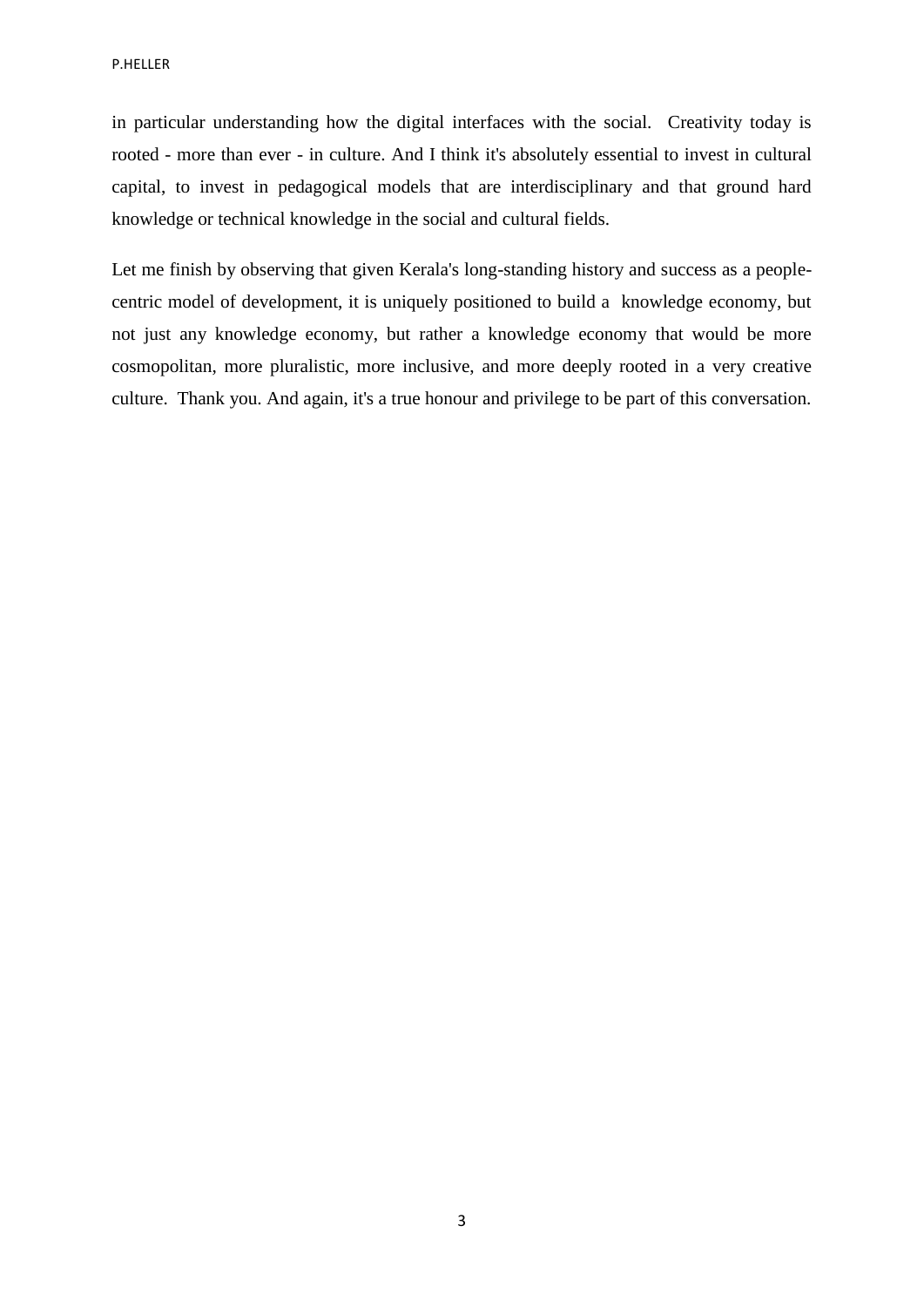in particular understanding how the digital interfaces with the social. Creativity today is rooted - more than ever - in culture. And I think it's absolutely essential to invest in cultural capital, to invest in pedagogical models that are interdisciplinary and that ground hard knowledge or technical knowledge in the social and cultural fields.

Let me finish by observing that given Kerala's long-standing history and success as a people-centric model of development, it is uniquely positioned to build a knowledge economy, but not just any knowledge economy, but rather a knowledge economy that would be more cosmopolitan, more pluralistic, more inclusive, and more deeply rooted in a very creative culture. Thank you. And again, it's a true honour and privilege to be part of this conversation.